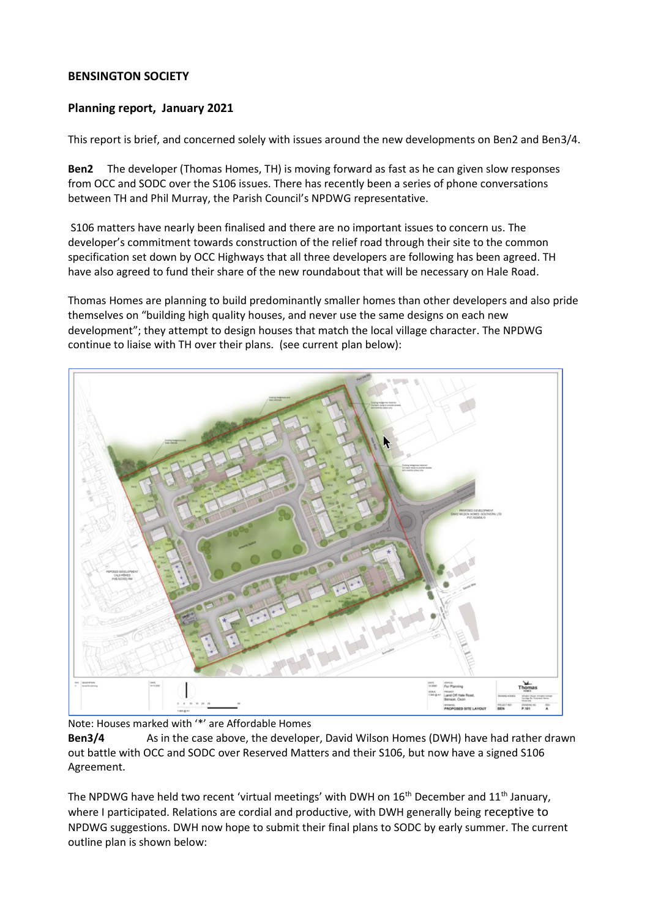**BENSINGTON SOCIETY**

**Planning report, January 2021**

This report is brief, and concerned solely with issues around the new developments on Ben2 and Ben3/4.

**Ben2** The developer (Thomas Homes, TH) is moving forward as fast as he can given slow responses from OCC and SODC over the S106 issues. There has recently been a series of phone conversations between TH and Phil Murray, the Parish Council's NPDWG representative.

S106 matters have nearly been finalised and there are no important issues to concern us. The developer's commitment towards construction of the relief road through their site to the common specification set down by OCC Highways that all three developers are following has been agreed. TH have also agreed to fund their share of the new roundabout that will be necessary on Hale Road.

Thomas Homes are planning to build predominantly smaller homes than other developers and also pride themselves on "building high quality houses, and never use the same designs on each new development"; they attempt to design houses that match the local village character. The NPDWG continue to liaise with TH over their plans. (see current plan below):

Note: Houses marked with '*' are Affordable Homes

**Ben3/4** As in the case above, the developer, David Wilson Homes (DWH) have had rather drawn out battle with OCC and SODC over Reserved Matters and their S106, but now have a signed S106 Agreement.

The NPDWG have held two recent 'virtual meetings' with DWH on 16th December and 11th January, where I participated. Relations are cordial and productive, with DWH generally being receptive to NPDWG suggestions. DWH now hope to submit their final plans to SODC by early summer. The current outline plan is shown below: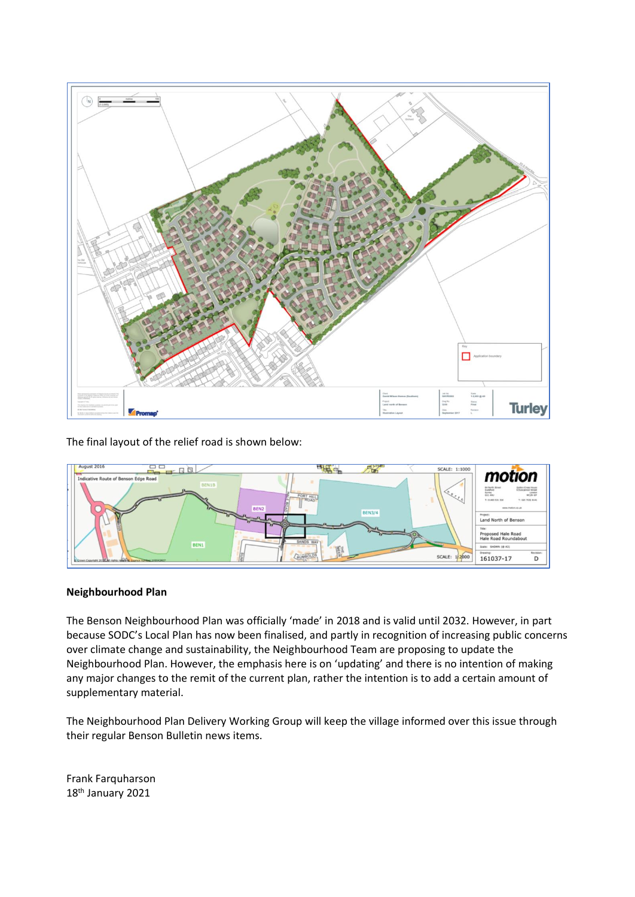The final layout of the relief road is shown below:

## Neighbourhood Plan

The Benson Neighbourhood Plan was officially 'made' in 2018 and is valid until 2032. However, in part because SODC's Local Plan has now been finalised, and partly in recognition of increasing public concerns over climate change and sustainability, the Neighbourhood Team are proposing to update the Neighbourhood Plan. However, the emphasis here is on 'updating' and there is no intention of making any major changes to the remit of the current plan, rather the intention is to add a certain amount of supplementary material.

The Neighbourhood Plan Delivery Working Group will keep the village informed over this issue through their regular Benson Bulletin news items.

Frank Farquharson
18th January 2021